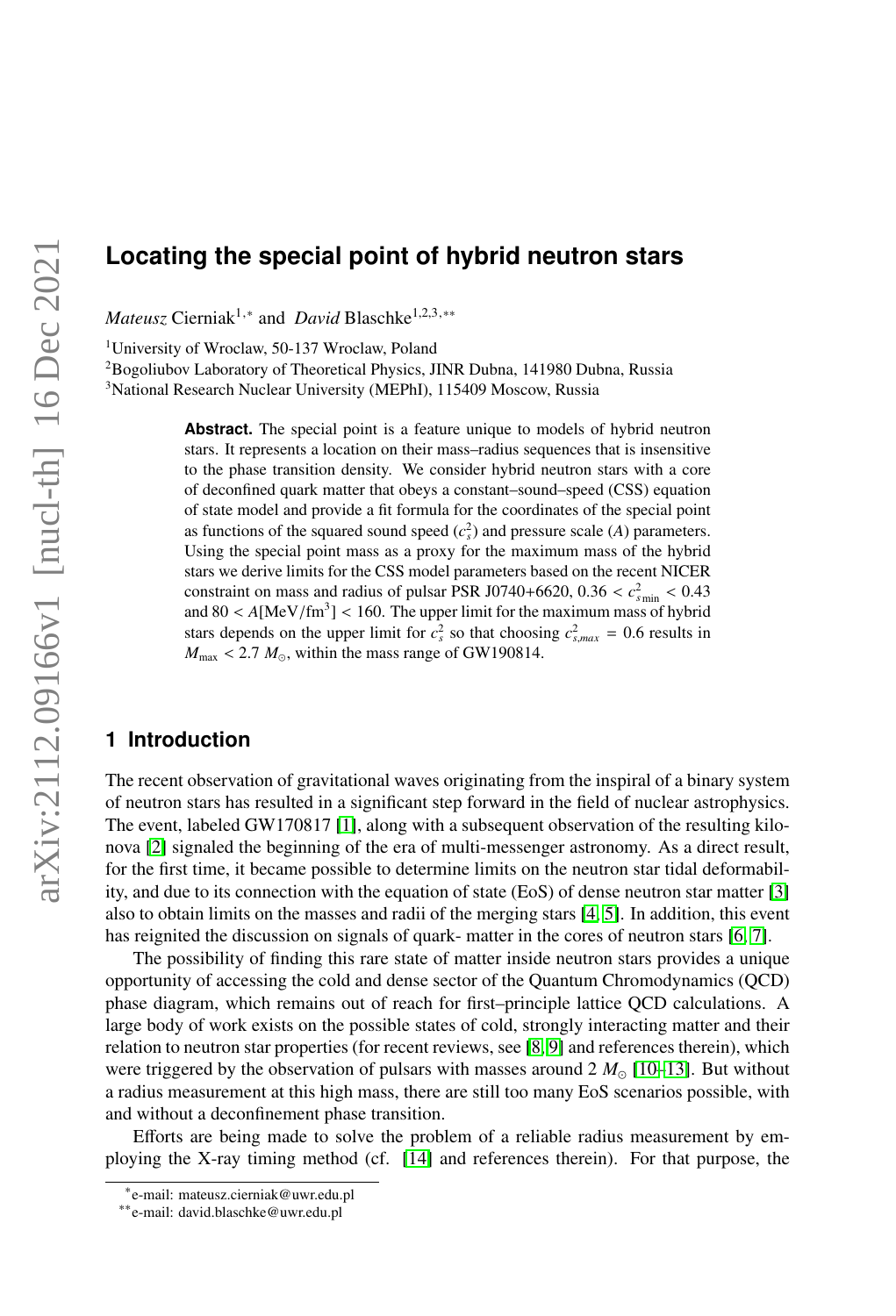# Locating the special point of hybrid neutron stars

*Mateusz* Cierniak[1,*] and *David* Blaschke[1,2,3,**]

[1]University of Wroclaw, 50-137 Wroclaw, Poland

[2]Bogoliubov Laboratory of Theoretical Physics, JINR Dubna, 141980 Dubna, Russia

[3]National Research Nuclear University (MEPhI), 115409 Moscow, Russia

**Abstract.** The special point is a feature unique to models of hybrid neutron stars. It represents a location on their mass–radius sequences that is insensitive to the phase transition density. We consider hybrid neutron stars with a core of deconfined quark matter that obeys a constant–sound–speed (CSS) equation of state model and provide a fit formula for the coordinates of the special point as functions of the squared sound speed ($c_s^2$) and pressure scale ($A$) parameters. Using the special point mass as a proxy for the maximum mass of the hybrid stars we derive limits for the CSS model parameters based on the recent NICER constraint on mass and radius of pulsar PSR J0740+6620, $0.36 < c_{s\,\min}^2 < 0.43$ and $80 < A[\mathrm{MeV/fm}^3] < 160$. The upper limit for the maximum mass of hybrid stars depends on the upper limit for $c_s^2$ so that choosing $c_{s,max}^2 = 0.6$ results in $M_{\max} < 2.7\, M_\odot$, within the mass range of GW190814.

## 1 Introduction

The recent observation of gravitational waves originating from the inspiral of a binary system of neutron stars has resulted in a significant step forward in the field of nuclear astrophysics. The event, labeled GW170817 [1], along with a subsequent observation of the resulting kilonova [2] signaled the beginning of the era of multi-messenger astronomy. As a direct result, for the first time, it became possible to determine limits on the neutron star tidal deformability, and due to its connection with the equation of state (EoS) of dense neutron star matter [3] also to obtain limits on the masses and radii of the merging stars [4, 5]. In addition, this event has reignited the discussion on signals of quark- matter in the cores of neutron stars [6, 7].

The possibility of finding this rare state of matter inside neutron stars provides a unique opportunity of accessing the cold and dense sector of the Quantum Chromodynamics (QCD) phase diagram, which remains out of reach for first–principle lattice QCD calculations. A large body of work exists on the possible states of cold, strongly interacting matter and their relation to neutron star properties (for recent reviews, see [8, 9] and references therein), which were triggered by the observation of pulsars with masses around 2 $M_\odot$ [10–13]. But without a radius measurement at this high mass, there are still too many EoS scenarios possible, with and without a deconfinement phase transition.

Efforts are being made to solve the problem of a reliable radius measurement by employing the X-ray timing method (cf. [14] and references therein). For that purpose, the

*e-mail: mateusz.cierniak@uwr.edu.pl

**e-mail: david.blaschke@uwr.edu.pl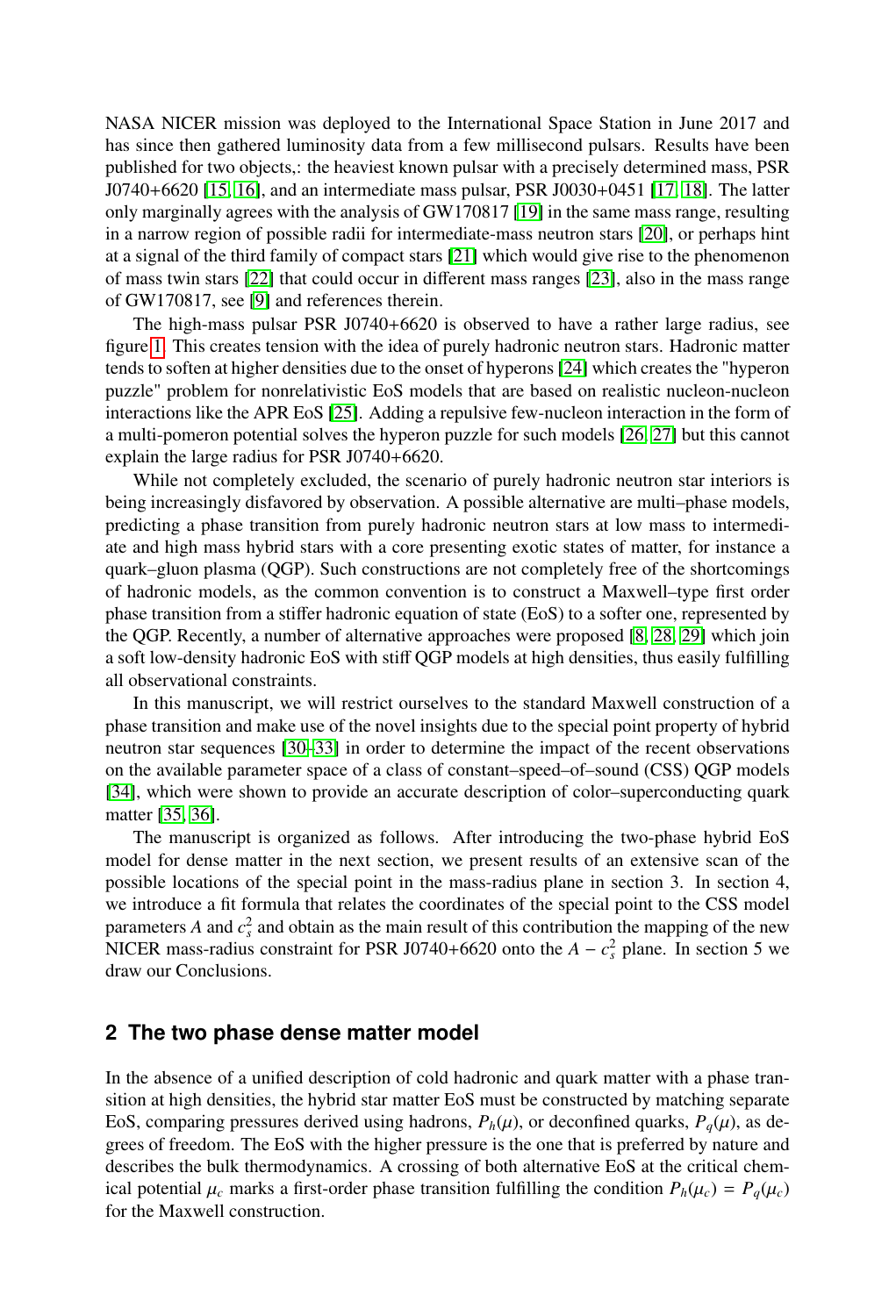NASA NICER mission was deployed to the International Space Station in June 2017 and has since then gathered luminosity data from a few millisecond pulsars. Results have been published for two objects,: the heaviest known pulsar with a precisely determined mass, PSR J0740+6620 [15, 16], and an intermediate mass pulsar, PSR J0030+0451 [17, 18]. The latter only marginally agrees with the analysis of GW170817 [19] in the same mass range, resulting in a narrow region of possible radii for intermediate-mass neutron stars [20], or perhaps hint at a signal of the third family of compact stars [21] which would give rise to the phenomenon of mass twin stars [22] that could occur in different mass ranges [23], also in the mass range of GW170817, see [9] and references therein.

The high-mass pulsar PSR J0740+6620 is observed to have a rather large radius, see figure 1. This creates tension with the idea of purely hadronic neutron stars. Hadronic matter tends to soften at higher densities due to the onset of hyperons [24] which creates the "hyperon puzzle" problem for nonrelativistic EoS models that are based on realistic nucleon-nucleon interactions like the APR EoS [25]. Adding a repulsive few-nucleon interaction in the form of a multi-pomeron potential solves the hyperon puzzle for such models [26, 27] but this cannot explain the large radius for PSR J0740+6620.

While not completely excluded, the scenario of purely hadronic neutron star interiors is being increasingly disfavored by observation. A possible alternative are multi–phase models, predicting a phase transition from purely hadronic neutron stars at low mass to intermediate and high mass hybrid stars with a core presenting exotic states of matter, for instance a quark–gluon plasma (QGP). Such constructions are not completely free of the shortcomings of hadronic models, as the common convention is to construct a Maxwell–type first order phase transition from a stiffer hadronic equation of state (EoS) to a softer one, represented by the QGP. Recently, a number of alternative approaches were proposed [8, 28, 29] which join a soft low-density hadronic EoS with stiff QGP models at high densities, thus easily fulfilling all observational constraints.

In this manuscript, we will restrict ourselves to the standard Maxwell construction of a phase transition and make use of the novel insights due to the special point property of hybrid neutron star sequences [30–33] in order to determine the impact of the recent observations on the available parameter space of a class of constant–speed–of–sound (CSS) QGP models [34], which were shown to provide an accurate description of color–superconducting quark matter [35, 36].

The manuscript is organized as follows. After introducing the two-phase hybrid EoS model for dense matter in the next section, we present results of an extensive scan of the possible locations of the special point in the mass-radius plane in section 3. In section 4, we introduce a fit formula that relates the coordinates of the special point to the CSS model parameters $A$ and $c_s^2$ and obtain as the main result of this contribution the mapping of the new NICER mass-radius constraint for PSR J0740+6620 onto the $A - c_s^2$ plane. In section 5 we draw our Conclusions.

## 2 The two phase dense matter model

In the absence of a unified description of cold hadronic and quark matter with a phase transition at high densities, the hybrid star matter EoS must be constructed by matching separate EoS, comparing pressures derived using hadrons, $P_h(\mu)$, or deconfined quarks, $P_q(\mu)$, as degrees of freedom. The EoS with the higher pressure is the one that is preferred by nature and describes the bulk thermodynamics. A crossing of both alternative EoS at the critical chemical potential $\mu_c$ marks a first-order phase transition fulfilling the condition $P_h(\mu_c) = P_q(\mu_c)$ for the Maxwell construction.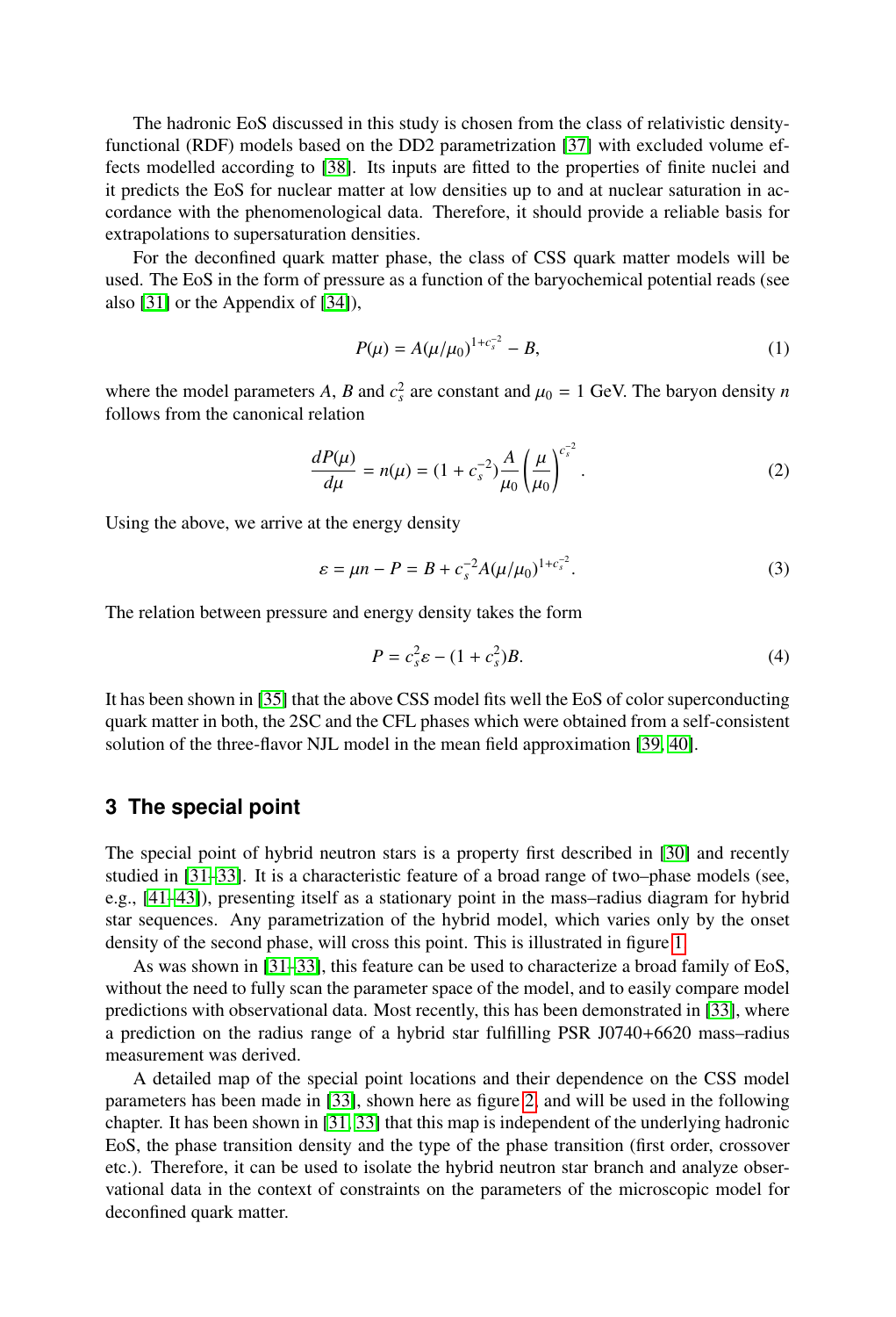The hadronic EoS discussed in this study is chosen from the class of relativistic density-functional (RDF) models based on the DD2 parametrization [37] with excluded volume effects modelled according to [38]. Its inputs are fitted to the properties of finite nuclei and it predicts the EoS for nuclear matter at low densities up to and at nuclear saturation in accordance with the phenomenological data. Therefore, it should provide a reliable basis for extrapolations to supersaturation densities.

For the deconfined quark matter phase, the class of CSS quark matter models will be used. The EoS in the form of pressure as a function of the baryochemical potential reads (see also [31] or the Appendix of [34]),

$$P(\mu) = A(\mu/\mu_0)^{1+c_s^{-2}} - B, \tag{1}$$

where the model parameters $A$, $B$ and $c_s^2$ are constant and $\mu_0 = 1$ GeV. The baryon density $n$ follows from the canonical relation

$$\frac{dP(\mu)}{d\mu} = n(\mu) = (1 + c_s^{-2})\frac{A}{\mu_0}\left(\frac{\mu}{\mu_0}\right)^{c_s^{-2}}. \tag{2}$$

Using the above, we arrive at the energy density

$$\varepsilon = \mu n - P = B + c_s^{-2} A(\mu/\mu_0)^{1+c_s^{-2}}. \tag{3}$$

The relation between pressure and energy density takes the form

$$P = c_s^2 \varepsilon - (1 + c_s^2)B. \tag{4}$$

It has been shown in [35] that the above CSS model fits well the EoS of color superconducting quark matter in both, the 2SC and the CFL phases which were obtained from a self-consistent solution of the three-flavor NJL model in the mean field approximation [39, 40].

## 3 The special point

The special point of hybrid neutron stars is a property first described in [30] and recently studied in [31–33]. It is a characteristic feature of a broad range of two–phase models (see, e.g., [41–43]), presenting itself as a stationary point in the mass–radius diagram for hybrid star sequences. Any parametrization of the hybrid model, which varies only by the onset density of the second phase, will cross this point. This is illustrated in figure 1.

As was shown in [31–33], this feature can be used to characterize a broad family of EoS, without the need to fully scan the parameter space of the model, and to easily compare model predictions with observational data. Most recently, this has been demonstrated in [33], where a prediction on the radius range of a hybrid star fulfilling PSR J0740+6620 mass–radius measurement was derived.

A detailed map of the special point locations and their dependence on the CSS model parameters has been made in [33], shown here as figure 2, and will be used in the following chapter. It has been shown in [31, 33] that this map is independent of the underlying hadronic EoS, the phase transition density and the type of the phase transition (first order, crossover etc.). Therefore, it can be used to isolate the hybrid neutron star branch and analyze observational data in the context of constraints on the parameters of the microscopic model for deconfined quark matter.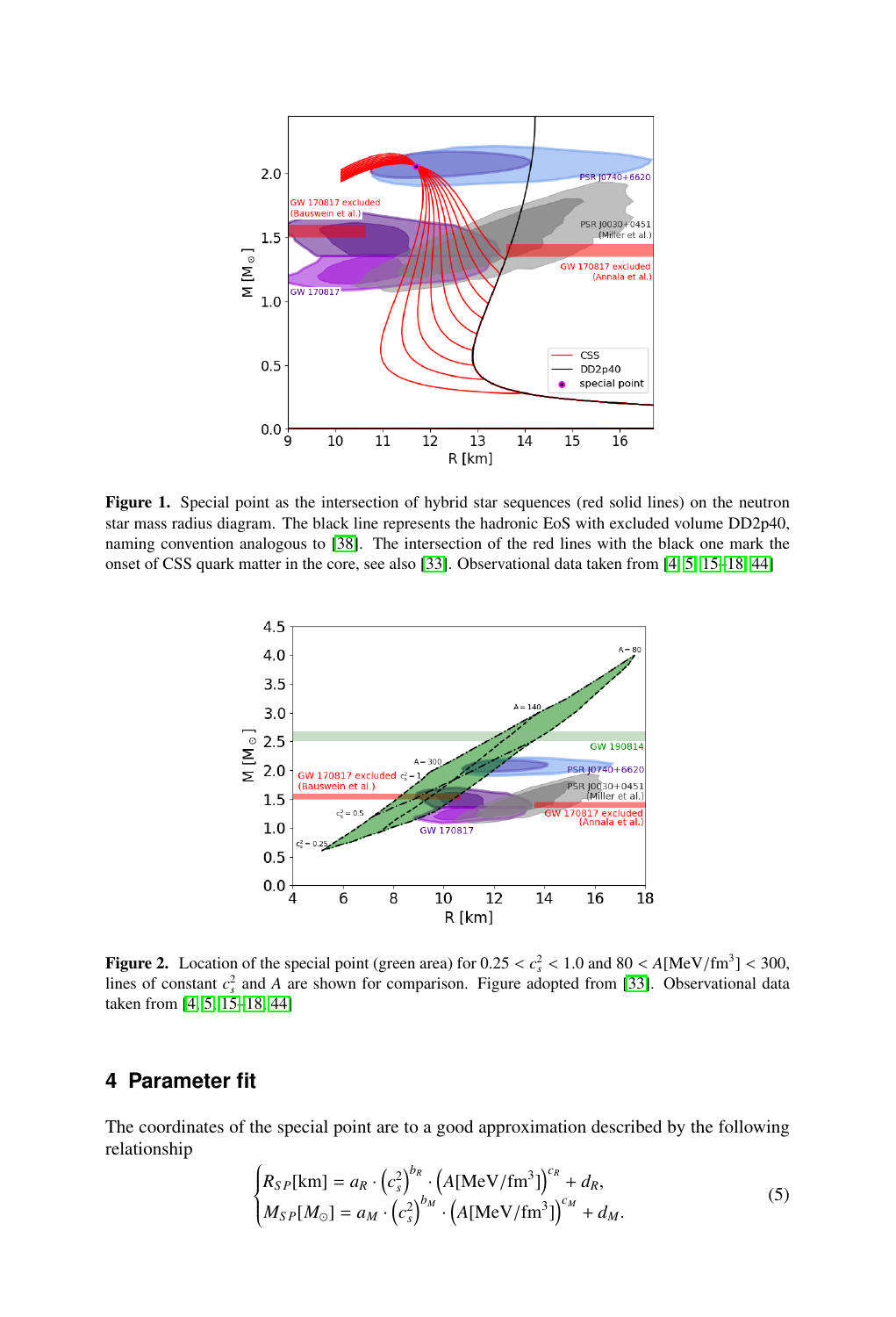GW 170817 excluded (Bauswein et al.)

PSR J0740+6620

PSR J0030+0451 (Miller et al.)

GW 170817 excluded (Annala et al.)

GW 170817

CSS

DD2p40

special point

M [M⊙]

R [km]

2.0

1.5

1.0

0.5

0.0

9 10 11 12 13 14 15 16

**Figure 1.** Special point as the intersection of hybrid star sequences (red solid lines) on the neutron star mass radius diagram. The black line represents the hadronic EoS with excluded volume DD2p40, naming convention analogous to [38]. The intersection of the red lines with the black one mark the onset of CSS quark matter in the core, see also [33]. Observational data taken from [4, 5, 15–18, 44]

A = 80

A = 140

A = 300

GW 190814

GW 170817 excluded (Bauswein et al.) $c_s^2 = 1$

PSR J0740+6620

PSR J0030+0451 (Miller et al.)

$c_s^2 = 0.5$

GW 170817 excluded (Annala et al.)

$c_s^2 = 0.25$

GW 170817

M [M⊙]

R [km]

4.5 4.0 3.5 3.0 2.5 2.0 1.5 1.0 0.5 0.0

4 6 8 10 12 14 16 18

**Figure 2.** Location of the special point (green area) for $0.25 < c_s^2 < 1.0$ and $80 < A[\text{MeV/fm}^3] < 300$, lines of constant $c_s^2$ and $A$ are shown for comparison. Figure adopted from [33]. Observational data taken from [4, 5, 15–18, 44]

## 4 Parameter fit

The coordinates of the special point are to a good approximation described by the following relationship

$$
\begin{cases}
R_{SP}[\text{km}] = a_R \cdot \left(c_s^2\right)^{b_R} \cdot \left(A[\text{MeV/fm}^3]\right)^{c_R} + d_R, \\
M_{SP}[M_\odot] = a_M \cdot \left(c_s^2\right)^{b_M} \cdot \left(A[\text{MeV/fm}^3]\right)^{c_M} + d_M.
\end{cases}
\tag{5}
$$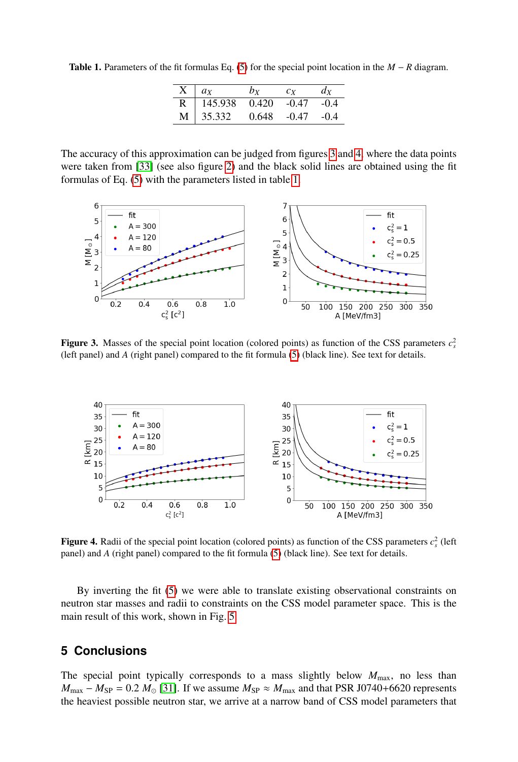**Table 1.** Parameters of the fit formulas Eq. (5) for the special point location in the $M - R$ diagram.

| X | $a_X$ | $b_X$ | $c_X$ | $d_X$ |
|---|---|---|---|---|
| R | 145.938 | 0.420 | -0.47 | -0.4 |
| M | 35.332 | 0.648 | -0.47 | -0.4 |

The accuracy of this approximation can be judged from figures 3 and 4, where the data points were taken from [33] (see also figure 2) and the black solid lines are obtained using the fit formulas of Eq. (5) with the parameters listed in table 1.

6
5
4
3
2
1
0
M [M☉]
0.2 0.4 0.6 0.8 1.0
$c_s^2$ [c²]
fit
A = 300
A = 120
A = 80

7
6
5
4
3
2
1
0
M [M☉]
50 100 150 200 250 300 350
A [MeV/fm3]
fit
$c_s^2 = 1$
$c_s^2 = 0.5$
$c_s^2 = 0.25$

**Figure 3.** Masses of the special point location (colored points) as function of the CSS parameters $c_s^2$ (left panel) and $A$ (right panel) compared to the fit formula (5) (black line). See text for details.

40
35
30
25
20
15
10
5
0
R [km]
0.2 0.4 0.6 0.8 1.0
$c_s^2$ [c²]
fit
A = 300
A = 120
A = 80

40
35
30
25
20
15
10
5
0
R [km]
50 100 150 200 250 300 350
A [MeV/fm3]
fit
$c_s^2 = 1$
$c_s^2 = 0.5$
$c_s^2 = 0.25$

**Figure 4.** Radii of the special point location (colored points) as function of the CSS parameters $c_s^2$ (left panel) and $A$ (right panel) compared to the fit formula (5) (black line). See text for details.

By inverting the fit (5) we were able to translate existing observational constraints on neutron star masses and radii to constraints on the CSS model parameter space. This is the main result of this work, shown in Fig. 5.

## 5 Conclusions

The special point typically corresponds to a mass slightly below $M_{\max}$, no less than $M_{\max} - M_{\rm SP} = 0.2\, M_\odot$ [31]. If we assume $M_{\rm SP} \approx M_{\max}$ and that PSR J0740+6620 represents the heaviest possible neutron star, we arrive at a narrow band of CSS model parameters that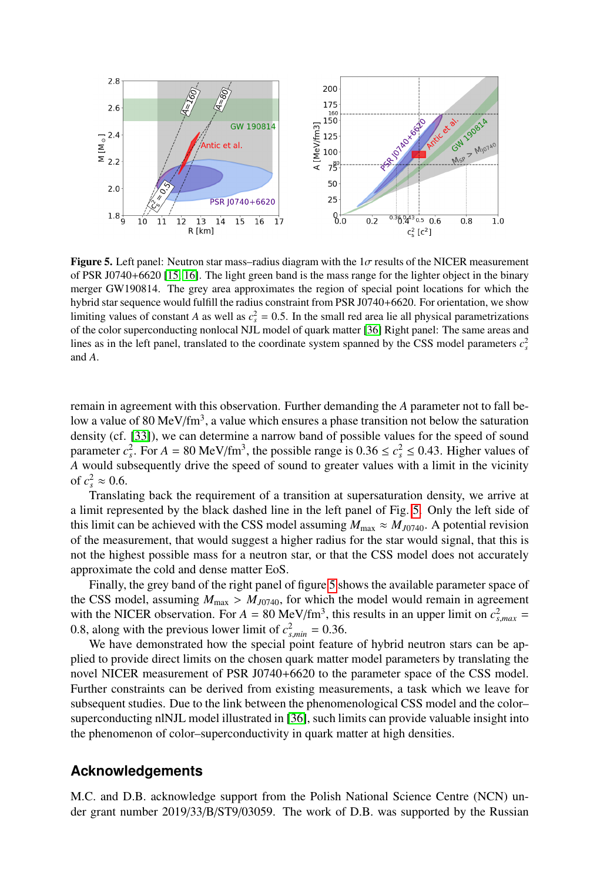**Figure 5.** Left panel: Neutron star mass–radius diagram with the $1\sigma$ results of the NICER measurement of PSR J0740+6620 [15, 16]. The light green band is the mass range for the lighter object in the binary merger GW190814. The grey area approximates the region of special point locations for which the hybrid star sequence would fulfill the radius constraint from PSR J0740+6620. For orientation, we show limiting values of constant $A$ as well as $c_s^2 = 0.5$. In the small red area lie all physical parametrizations of the color superconducting nonlocal NJL model of quark matter [36] Right panel: The same areas and lines as in the left panel, translated to the coordinate system spanned by the CSS model parameters $c_s^2$ and $A$.

remain in agreement with this observation. Further demanding the $A$ parameter not to fall below a value of 80 MeV/fm$^3$, a value which ensures a phase transition not below the saturation density (cf. [33]), we can determine a narrow band of possible values for the speed of sound parameter $c_s^2$. For $A = 80$ MeV/fm$^3$, the possible range is $0.36 \leq c_s^2 \leq 0.43$. Higher values of $A$ would subsequently drive the speed of sound to greater values with a limit in the vicinity of $c_s^2 \approx 0.6$.

Translating back the requirement of a transition at supersaturation density, we arrive at a limit represented by the black dashed line in the left panel of Fig. 5. Only the left side of this limit can be achieved with the CSS model assuming $M_{\max} \approx M_{J0740}$. A potential revision of the measurement, that would suggest a higher radius for the star would signal, that this is not the highest possible mass for a neutron star, or that the CSS model does not accurately approximate the cold and dense matter EoS.

Finally, the grey band of the right panel of figure 5 shows the available parameter space of the CSS model, assuming $M_{\max} > M_{J0740}$, for which the model would remain in agreement with the NICER observation. For $A = 80$ MeV/fm$^3$, this results in an upper limit on $c^2_{s,max} = 0.8$, along with the previous lower limit of $c^2_{s,min} = 0.36$.

We have demonstrated how the special point feature of hybrid neutron stars can be applied to provide direct limits on the chosen quark matter model parameters by translating the novel NICER measurement of PSR J0740+6620 to the parameter space of the CSS model. Further constraints can be derived from existing measurements, a task which we leave for subsequent studies. Due to the link between the phenomenological CSS model and the color–superconducting nlNJL model illustrated in [36], such limits can provide valuable insight into the phenomenon of color–superconductivity in quark matter at high densities.

## Acknowledgements

M.C. and D.B. acknowledge support from the Polish National Science Centre (NCN) under grant number 2019/33/B/ST9/03059. The work of D.B. was supported by the Russian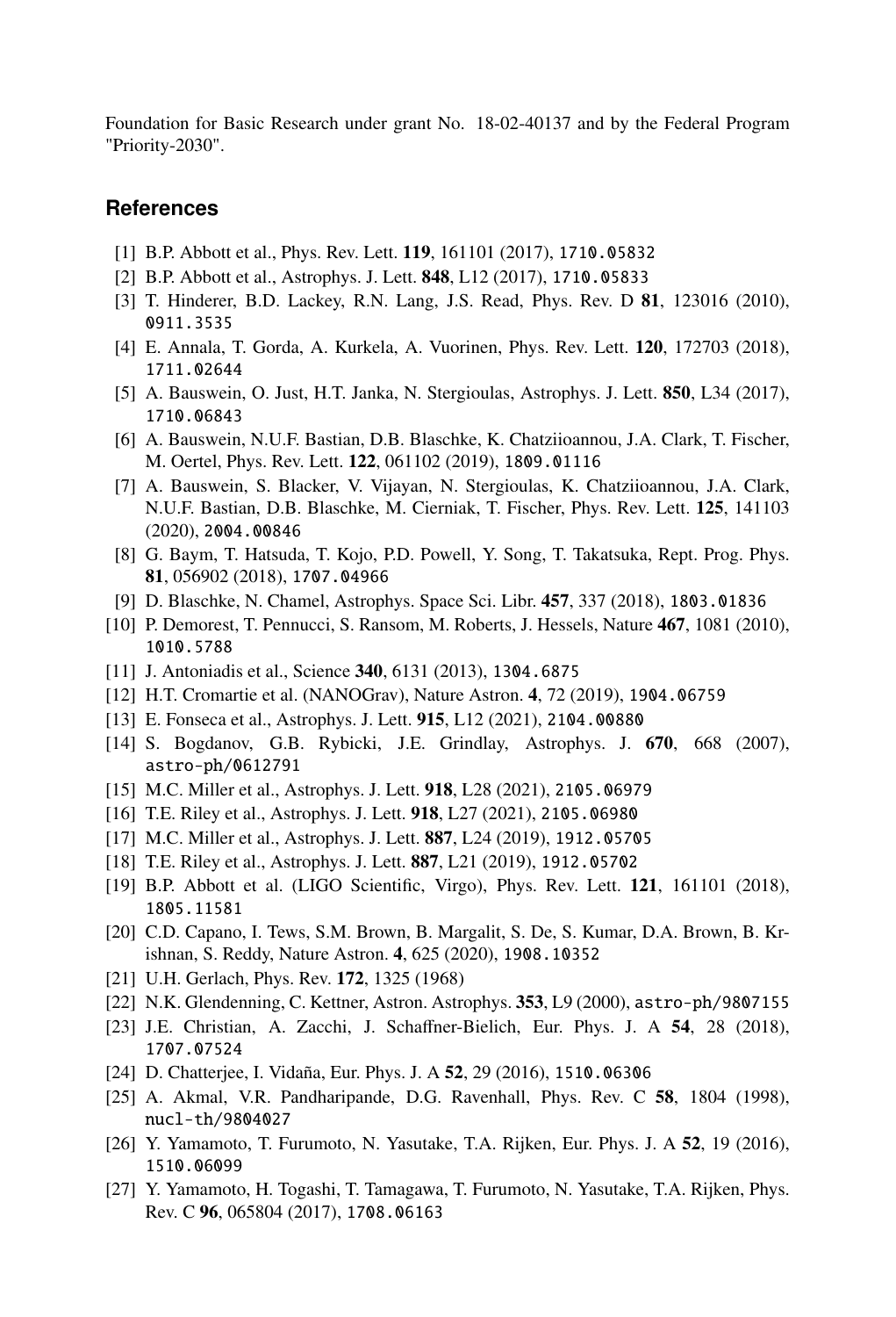Foundation for Basic Research under grant No. 18-02-40137 and by the Federal Program "Priority-2030".

## References

[1] B.P. Abbott et al., Phys. Rev. Lett. **119**, 161101 (2017), 1710.05832

[2] B.P. Abbott et al., Astrophys. J. Lett. **848**, L12 (2017), 1710.05833

[3] T. Hinderer, B.D. Lackey, R.N. Lang, J.S. Read, Phys. Rev. D **81**, 123016 (2010), 0911.3535

[4] E. Annala, T. Gorda, A. Kurkela, A. Vuorinen, Phys. Rev. Lett. **120**, 172703 (2018), 1711.02644

[5] A. Bauswein, O. Just, H.T. Janka, N. Stergioulas, Astrophys. J. Lett. **850**, L34 (2017), 1710.06843

[6] A. Bauswein, N.U.F. Bastian, D.B. Blaschke, K. Chatziioannou, J.A. Clark, T. Fischer, M. Oertel, Phys. Rev. Lett. **122**, 061102 (2019), 1809.01116

[7] A. Bauswein, S. Blacker, V. Vijayan, N. Stergioulas, K. Chatziioannou, J.A. Clark, N.U.F. Bastian, D.B. Blaschke, M. Cierniak, T. Fischer, Phys. Rev. Lett. **125**, 141103 (2020), 2004.00846

[8] G. Baym, T. Hatsuda, T. Kojo, P.D. Powell, Y. Song, T. Takatsuka, Rept. Prog. Phys. **81**, 056902 (2018), 1707.04966

[9] D. Blaschke, N. Chamel, Astrophys. Space Sci. Libr. **457**, 337 (2018), 1803.01836

[10] P. Demorest, T. Pennucci, S. Ransom, M. Roberts, J. Hessels, Nature **467**, 1081 (2010), 1010.5788

[11] J. Antoniadis et al., Science **340**, 6131 (2013), 1304.6875

[12] H.T. Cromartie et al. (NANOGrav), Nature Astron. **4**, 72 (2019), 1904.06759

[13] E. Fonseca et al., Astrophys. J. Lett. **915**, L12 (2021), 2104.00880

[14] S. Bogdanov, G.B. Rybicki, J.E. Grindlay, Astrophys. J. **670**, 668 (2007), astro-ph/0612791

[15] M.C. Miller et al., Astrophys. J. Lett. **918**, L28 (2021), 2105.06979

[16] T.E. Riley et al., Astrophys. J. Lett. **918**, L27 (2021), 2105.06980

[17] M.C. Miller et al., Astrophys. J. Lett. **887**, L24 (2019), 1912.05705

[18] T.E. Riley et al., Astrophys. J. Lett. **887**, L21 (2019), 1912.05702

[19] B.P. Abbott et al. (LIGO Scientific, Virgo), Phys. Rev. Lett. **121**, 161101 (2018), 1805.11581

[20] C.D. Capano, I. Tews, S.M. Brown, B. Margalit, S. De, S. Kumar, D.A. Brown, B. Krishnan, S. Reddy, Nature Astron. **4**, 625 (2020), 1908.10352

[21] U.H. Gerlach, Phys. Rev. **172**, 1325 (1968)

[22] N.K. Glendenning, C. Kettner, Astron. Astrophys. **353**, L9 (2000), astro-ph/9807155

[23] J.E. Christian, A. Zacchi, J. Schaffner-Bielich, Eur. Phys. J. A **54**, 28 (2018), 1707.07524

[24] D. Chatterjee, I. Vidaña, Eur. Phys. J. A **52**, 29 (2016), 1510.06306

[25] A. Akmal, V.R. Pandharipande, D.G. Ravenhall, Phys. Rev. C **58**, 1804 (1998), nucl-th/9804027

[26] Y. Yamamoto, T. Furumoto, N. Yasutake, T.A. Rijken, Eur. Phys. J. A **52**, 19 (2016), 1510.06099

[27] Y. Yamamoto, H. Togashi, T. Tamagawa, T. Furumoto, N. Yasutake, T.A. Rijken, Phys. Rev. C **96**, 065804 (2017), 1708.06163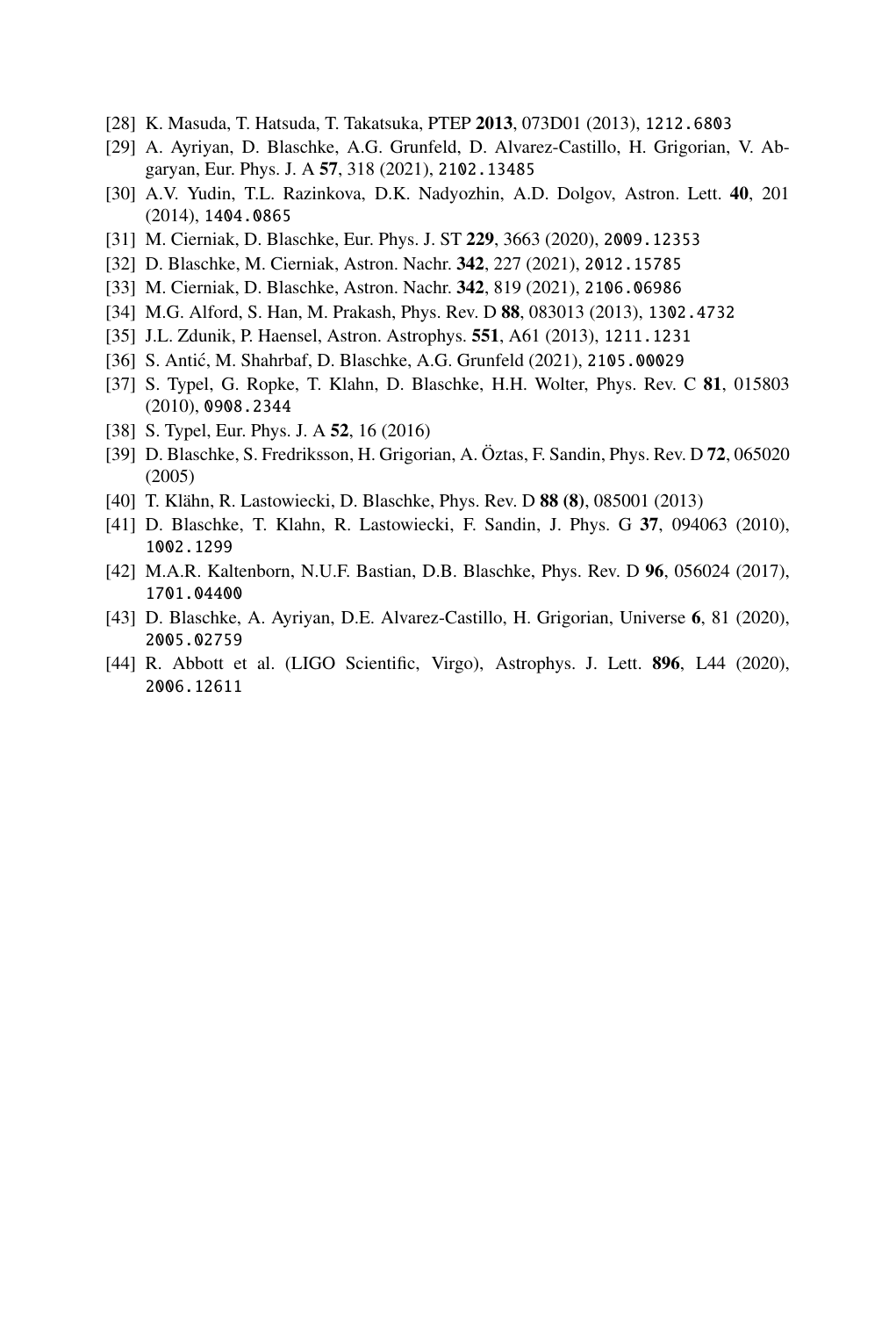[28] K. Masuda, T. Hatsuda, T. Takatsuka, PTEP **2013**, 073D01 (2013), 1212.6803

[29] A. Ayriyan, D. Blaschke, A.G. Grunfeld, D. Alvarez-Castillo, H. Grigorian, V. Abgaryan, Eur. Phys. J. A **57**, 318 (2021), 2102.13485

[30] A.V. Yudin, T.L. Razinkova, D.K. Nadyozhin, A.D. Dolgov, Astron. Lett. **40**, 201 (2014), 1404.0865

[31] M. Cierniak, D. Blaschke, Eur. Phys. J. ST **229**, 3663 (2020), 2009.12353

[32] D. Blaschke, M. Cierniak, Astron. Nachr. **342**, 227 (2021), 2012.15785

[33] M. Cierniak, D. Blaschke, Astron. Nachr. **342**, 819 (2021), 2106.06986

[34] M.G. Alford, S. Han, M. Prakash, Phys. Rev. D **88**, 083013 (2013), 1302.4732

[35] J.L. Zdunik, P. Haensel, Astron. Astrophys. **551**, A61 (2013), 1211.1231

[36] S. Antić, M. Shahrbaf, D. Blaschke, A.G. Grunfeld (2021), 2105.00029

[37] S. Typel, G. Ropke, T. Klahn, D. Blaschke, H.H. Wolter, Phys. Rev. C **81**, 015803 (2010), 0908.2344

[38] S. Typel, Eur. Phys. J. A **52**, 16 (2016)

[39] D. Blaschke, S. Fredriksson, H. Grigorian, A. Öztas, F. Sandin, Phys. Rev. D **72**, 065020 (2005)

[40] T. Klähn, R. Lastowiecki, D. Blaschke, Phys. Rev. D **88 (8)**, 085001 (2013)

[41] D. Blaschke, T. Klahn, R. Lastowiecki, F. Sandin, J. Phys. G **37**, 094063 (2010), 1002.1299

[42] M.A.R. Kaltenborn, N.U.F. Bastian, D.B. Blaschke, Phys. Rev. D **96**, 056024 (2017), 1701.04400

[43] D. Blaschke, A. Ayriyan, D.E. Alvarez-Castillo, H. Grigorian, Universe **6**, 81 (2020), 2005.02759

[44] R. Abbott et al. (LIGO Scientific, Virgo), Astrophys. J. Lett. **896**, L44 (2020), 2006.12611